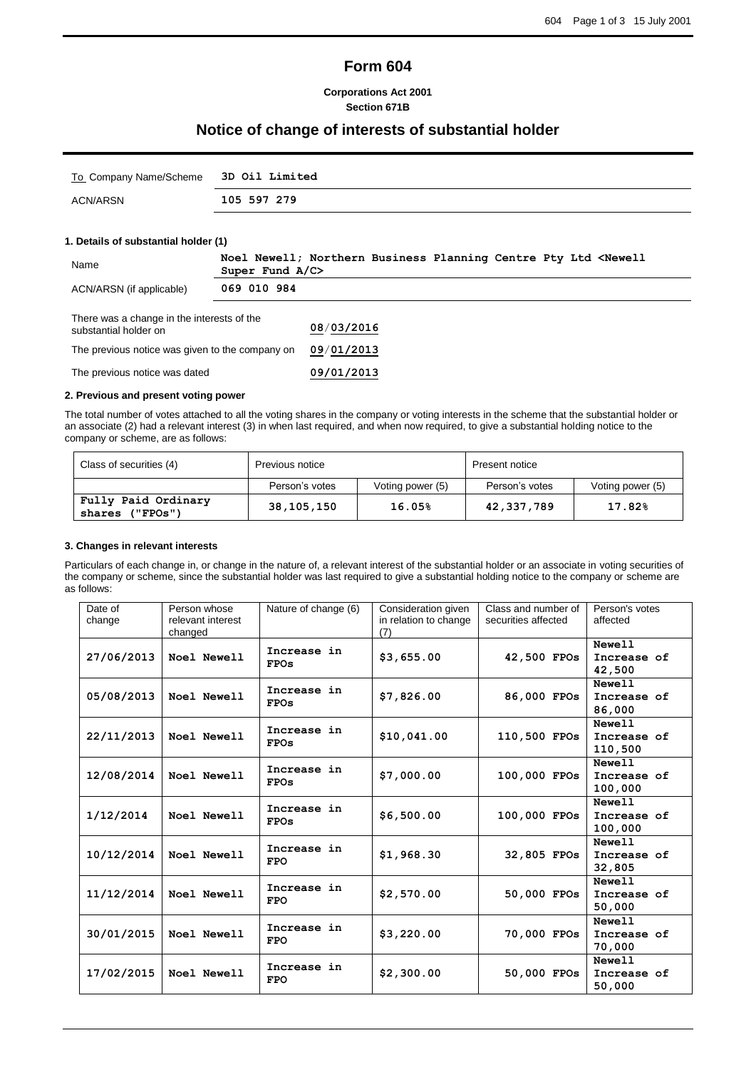# Form 604

**Corporations Act 2001**
**Section 671B**

## Notice of change of interests of substantial holder

| To Company Name/Scheme | 3D Oil Limited |
|---|---|
| ACN/ARSN | 105 597 279 |

### 1. Details of substantial holder (1)

| Name | Noel Newell; Northern Business Planning Centre Pty Ltd <Newell Super Fund A/C> |
|---|---|
| ACN/ARSN (if applicable) | 069 010 984 |

| | |
|---|---|
| There was a change in the interests of the substantial holder on | 08/03/2016 |
| The previous notice was given to the company on | 09/01/2013 |
| The previous notice was dated | 09/01/2013 |

### 2. Previous and present voting power

The total number of votes attached to all the voting shares in the company or voting interests in the scheme that the substantial holder or an associate (2) had a relevant interest (3) in when last required, and when now required, to give a substantial holding notice to the company or scheme, are as follows:

| Class of securities (4) | Previous notice | | Present notice | |
|---|---|---|---|---|
| | Person's votes | Voting power (5) | Person's votes | Voting power (5) |
| Fully Paid Ordinary shares ("FPOs") | 38,105,150 | 16.05% | 42,337,789 | 17.82% |

### 3. Changes in relevant interests

Particulars of each change in, or change in the nature of, a relevant interest of the substantial holder or an associate in voting securities of the company or scheme, since the substantial holder was last required to give a substantial holding notice to the company or scheme are as follows:

| Date of change | Person whose relevant interest changed | Nature of change (6) | Consideration given in relation to change (7) | Class and number of securities affected | Person's votes affected |
|---|---|---|---|---|---|
| 27/06/2013 | Noel Newell | Increase in FPOs | $3,655.00 | 42,500 FPOs | Newell Increase of 42,500 |
| 05/08/2013 | Noel Newell | Increase in FPOs | $7,826.00 | 86,000 FPOs | Newell Increase of 86,000 |
| 22/11/2013 | Noel Newell | Increase in FPOs | $10,041.00 | 110,500 FPOs | Newell Increase of 110,500 |
| 12/08/2014 | Noel Newell | Increase in FPOs | $7,000.00 | 100,000 FPOs | Newell Increase of 100,000 |
| 1/12/2014 | Noel Newell | Increase in FPOs | $6,500.00 | 100,000 FPOs | Newell Increase of 100,000 |
| 10/12/2014 | Noel Newell | Increase in FPO | $1,968.30 | 32,805 FPOs | Newell Increase of 32,805 |
| 11/12/2014 | Noel Newell | Increase in FPO | $2,570.00 | 50,000 FPOs | Newell Increase of 50,000 |
| 30/01/2015 | Noel Newell | Increase in FPO | $3,220.00 | 70,000 FPOs | Newell Increase of 70,000 |
| 17/02/2015 | Noel Newell | Increase in FPO | $2,300.00 | 50,000 FPOs | Newell Increase of 50,000 |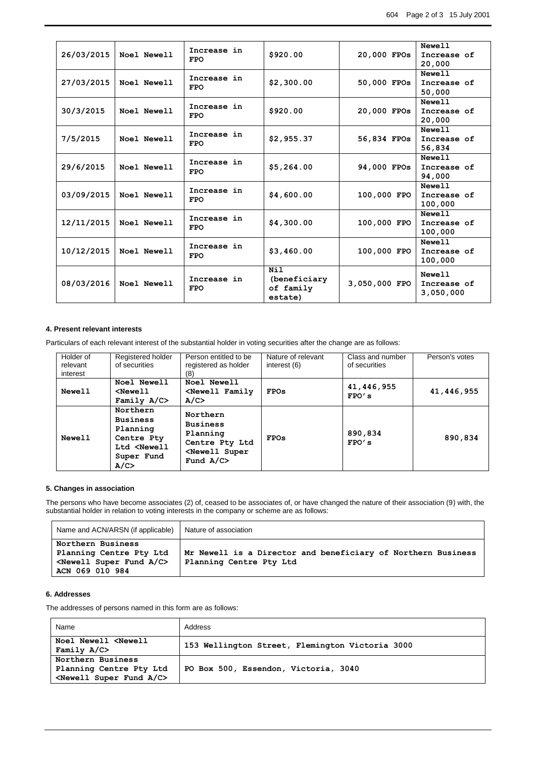| 26/03/2015 | Noel Newell | Increase in FPO | $920.00 | 20,000 FPOs | Newell Increase of 20,000 |
|---|---|---|---|---|---|
| 27/03/2015 | Noel Newell | Increase in FPO | $2,300.00 | 50,000 FPOs | Newell Increase of 50,000 |
| 30/3/2015 | Noel Newell | Increase in FPO | $920.00 | 20,000 FPOs | Newell Increase of 20,000 |
| 7/5/2015 | Noel Newell | Increase in FPO | $2,955.37 | 56,834 FPOs | Newell Increase of 56,834 |
| 29/6/2015 | Noel Newell | Increase in FPO | $5,264.00 | 94,000 FPOs | Newell Increase of 94,000 |
| 03/09/2015 | Noel Newell | Increase in FPO | $4,600.00 | 100,000 FPO | Newell Increase of 100,000 |
| 12/11/2015 | Noel Newell | Increase in FPO | $4,300.00 | 100,000 FPO | Newell Increase of 100,000 |
| 10/12/2015 | Noel Newell | Increase in FPO | $3,460.00 | 100,000 FPO | Newell Increase of 100,000 |
| 08/03/2016 | Noel Newell | Increase in FPO | Nil (beneficiary of family estate) | 3,050,000 FPO | Newell Increase of 3,050,000 |

#### 4. Present relevant interests

Particulars of each relevant interest of the substantial holder in voting securities after the change are as follows:

| Holder of relevant interest | Registered holder of securities | Person entitled to be registered as holder (8) | Nature of relevant interest (6) | Class and number of securities | Person's votes |
|---|---|---|---|---|---|
| Newell | Noel Newell <Newell Family A/C> | Noel Newell <Newell Family A/C> | FPOs | 41,446,955 FPO's | 41,446,955 |
| Newell | Northern Business Planning Centre Pty Ltd <Newell Super Fund A/C> | Northern Business Planning Centre Pty Ltd <Newell Super Fund A/C> | FPOs | 890,834 FPO's | 890,834 |

#### 5. Changes in association

The persons who have become associates (2) of, ceased to be associates of, or have changed the nature of their association (9) with, the substantial holder in relation to voting interests in the company or scheme are as follows:

| Name and ACN/ARSN (if applicable) | Nature of association |
|---|---|
| Northern Business Planning Centre Pty Ltd <Newell Super Fund A/C> ACN 069 010 984 | Mr Newell is a Director and beneficiary of Northern Business Planning Centre Pty Ltd |

#### 6. Addresses

The addresses of persons named in this form are as follows:

| Name | Address |
|---|---|
| Noel Newell <Newell Family A/C> | 153 Wellington Street, Flemington Victoria 3000 |
| Northern Business Planning Centre Pty Ltd <Newell Super Fund A/C> | PO Box 500, Essendon, Victoria, 3040 |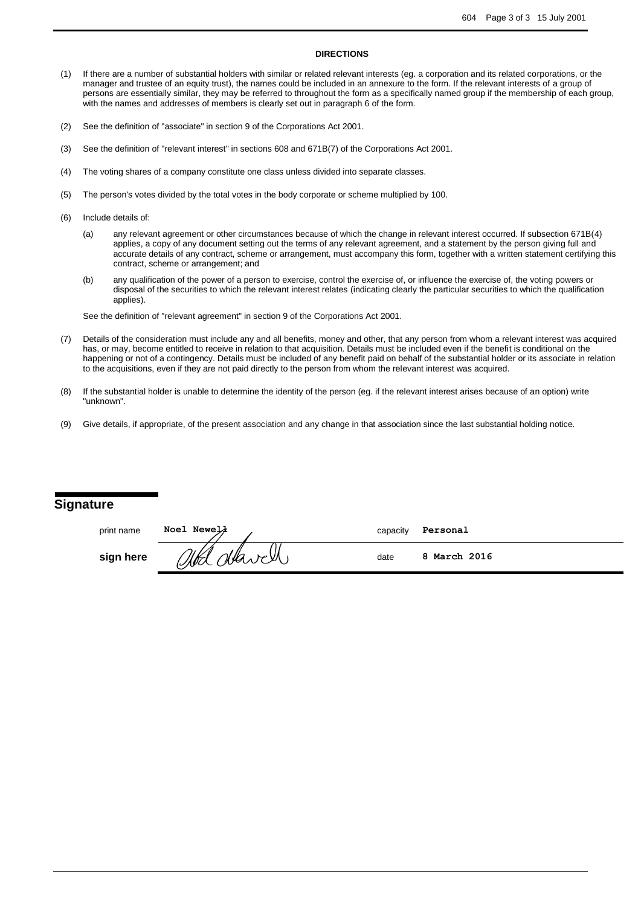**DIRECTIONS**

(1) If there are a number of substantial holders with similar or related relevant interests (eg. a corporation and its related corporations, or the manager and trustee of an equity trust), the names could be included in an annexure to the form. If the relevant interests of a group of persons are essentially similar, they may be referred to throughout the form as a specifically named group if the membership of each group, with the names and addresses of members is clearly set out in paragraph 6 of the form.

(2) See the definition of "associate" in section 9 of the Corporations Act 2001.

(3) See the definition of "relevant interest" in sections 608 and 671B(7) of the Corporations Act 2001.

(4) The voting shares of a company constitute one class unless divided into separate classes.

(5) The person's votes divided by the total votes in the body corporate or scheme multiplied by 100.

(6) Include details of:

(a) any relevant agreement or other circumstances because of which the change in relevant interest occurred. If subsection 671B(4) applies, a copy of any document setting out the terms of any relevant agreement, and a statement by the person giving full and accurate details of any contract, scheme or arrangement, must accompany this form, together with a written statement certifying this contract, scheme or arrangement; and

(b) any qualification of the power of a person to exercise, control the exercise of, or influence the exercise of, the voting powers or disposal of the securities to which the relevant interest relates (indicating clearly the particular securities to which the qualification applies).

See the definition of "relevant agreement" in section 9 of the Corporations Act 2001.

(7) Details of the consideration must include any and all benefits, money and other, that any person from whom a relevant interest was acquired has, or may, become entitled to receive in relation to that acquisition. Details must be included even if the benefit is conditional on the happening or not of a contingency. Details must be included of any benefit paid on behalf of the substantial holder or its associate in relation to the acquisitions, even if they are not paid directly to the person from whom the relevant interest was acquired.

(8) If the substantial holder is unable to determine the identity of the person (eg. if the relevant interest arises because of an option) write "unknown".

(9) Give details, if appropriate, of the present association and any change in that association since the last substantial holding notice.

## Signature

| | | | |
|---|---|---|---|
| print name | **Noel Newell** | capacity | **Personal** |
| **sign here** | | date | **8 March 2016** |